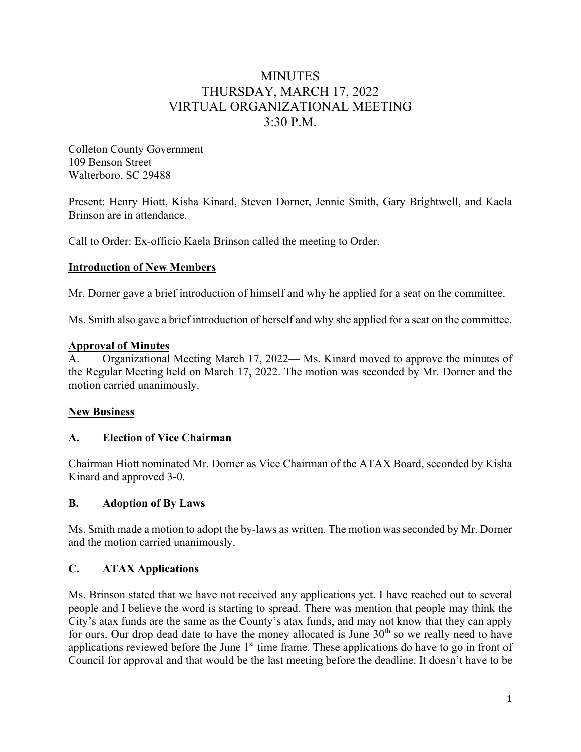# MINUTES
# THURSDAY, MARCH 17, 2022
# VIRTUAL ORGANIZATIONAL MEETING
# 3:30 P.M.

Colleton County Government
109 Benson Street
Walterboro, SC 29488

Present: Henry Hiott, Kisha Kinard, Steven Dorner, Jennie Smith, Gary Brightwell, and Kaela Brinson are in attendance.

Call to Order: Ex-officio Kaela Brinson called the meeting to Order.

**Introduction of New Members**

Mr. Dorner gave a brief introduction of himself and why he applied for a seat on the committee.

Ms. Smith also gave a brief introduction of herself and why she applied for a seat on the committee.

**Approval of Minutes**

A. Organizational Meeting March 17, 2022— Ms. Kinard moved to approve the minutes of the Regular Meeting held on March 17, 2022. The motion was seconded by Mr. Dorner and the motion carried unanimously.

**New Business**

### A. Election of Vice Chairman

Chairman Hiott nominated Mr. Dorner as Vice Chairman of the ATAX Board, seconded by Kisha Kinard and approved 3-0.

### B. Adoption of By Laws

Ms. Smith made a motion to adopt the by-laws as written. The motion was seconded by Mr. Dorner and the motion carried unanimously.

### C. ATAX Applications

Ms. Brinson stated that we have not received any applications yet. I have reached out to several people and I believe the word is starting to spread. There was mention that people may think the City's atax funds are the same as the County's atax funds, and may not know that they can apply for ours. Our drop dead date to have the money allocated is June 30th so we really need to have applications reviewed before the June 1st time frame. These applications do have to go in front of Council for approval and that would be the last meeting before the deadline. It doesn't have to be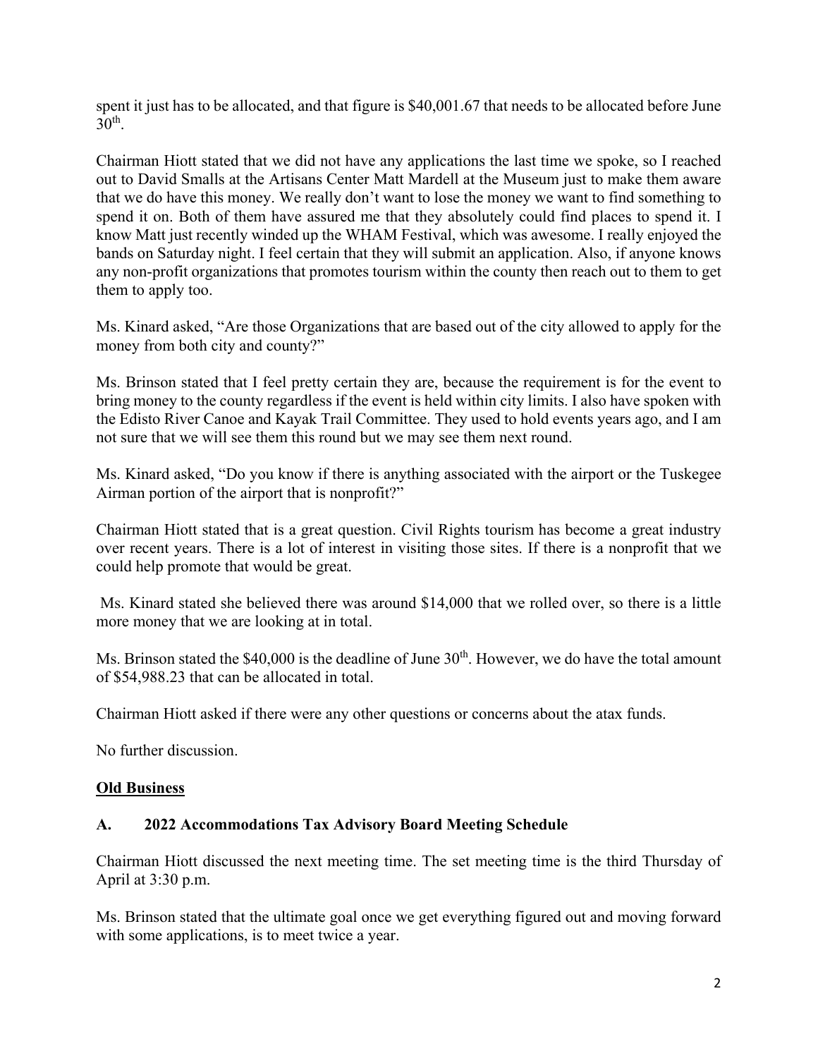spent it just has to be allocated, and that figure is $40,001.67 that needs to be allocated before June 30th.

Chairman Hiott stated that we did not have any applications the last time we spoke, so I reached out to David Smalls at the Artisans Center Matt Mardell at the Museum just to make them aware that we do have this money. We really don't want to lose the money we want to find something to spend it on. Both of them have assured me that they absolutely could find places to spend it. I know Matt just recently winded up the WHAM Festival, which was awesome. I really enjoyed the bands on Saturday night. I feel certain that they will submit an application. Also, if anyone knows any non-profit organizations that promotes tourism within the county then reach out to them to get them to apply too.

Ms. Kinard asked, "Are those Organizations that are based out of the city allowed to apply for the money from both city and county?"

Ms. Brinson stated that I feel pretty certain they are, because the requirement is for the event to bring money to the county regardless if the event is held within city limits. I also have spoken with the Edisto River Canoe and Kayak Trail Committee. They used to hold events years ago, and I am not sure that we will see them this round but we may see them next round.

Ms. Kinard asked, "Do you know if there is anything associated with the airport or the Tuskegee Airman portion of the airport that is nonprofit?"

Chairman Hiott stated that is a great question. Civil Rights tourism has become a great industry over recent years. There is a lot of interest in visiting those sites. If there is a nonprofit that we could help promote that would be great.

Ms. Kinard stated she believed there was around $14,000 that we rolled over, so there is a little more money that we are looking at in total.

Ms. Brinson stated the $40,000 is the deadline of June 30th. However, we do have the total amount of $54,988.23 that can be allocated in total.

Chairman Hiott asked if there were any other questions or concerns about the atax funds.

No further discussion.

## Old Business

### A. 2022 Accommodations Tax Advisory Board Meeting Schedule

Chairman Hiott discussed the next meeting time. The set meeting time is the third Thursday of April at 3:30 p.m.

Ms. Brinson stated that the ultimate goal once we get everything figured out and moving forward with some applications, is to meet twice a year.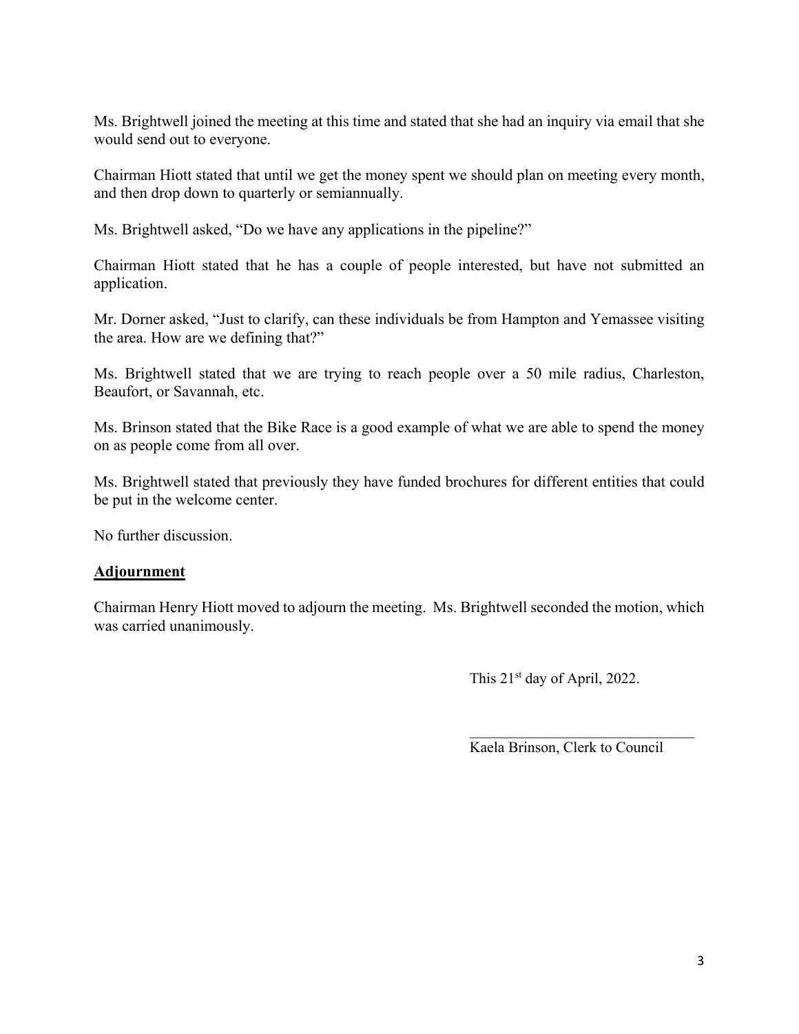Ms. Brightwell joined the meeting at this time and stated that she had an inquiry via email that she would send out to everyone.

Chairman Hiott stated that until we get the money spent we should plan on meeting every month, and then drop down to quarterly or semiannually.

Ms. Brightwell asked, "Do we have any applications in the pipeline?"

Chairman Hiott stated that he has a couple of people interested, but have not submitted an application.

Mr. Dorner asked, "Just to clarify, can these individuals be from Hampton and Yemassee visiting the area. How are we defining that?"

Ms. Brightwell stated that we are trying to reach people over a 50 mile radius, Charleston, Beaufort, or Savannah, etc.

Ms. Brinson stated that the Bike Race is a good example of what we are able to spend the money on as people come from all over.

Ms. Brightwell stated that previously they have funded brochures for different entities that could be put in the welcome center.

No further discussion.

## Adjournment

Chairman Henry Hiott moved to adjourn the meeting. Ms. Brightwell seconded the motion, which was carried unanimously.

This 21st day of April, 2022.

\_\_\_\_\_\_\_\_\_\_\_\_\_\_\_\_\_\_\_\_\_\_\_\_\_\_\_\_\_\_\_\_

Kaela Brinson, Clerk to Council